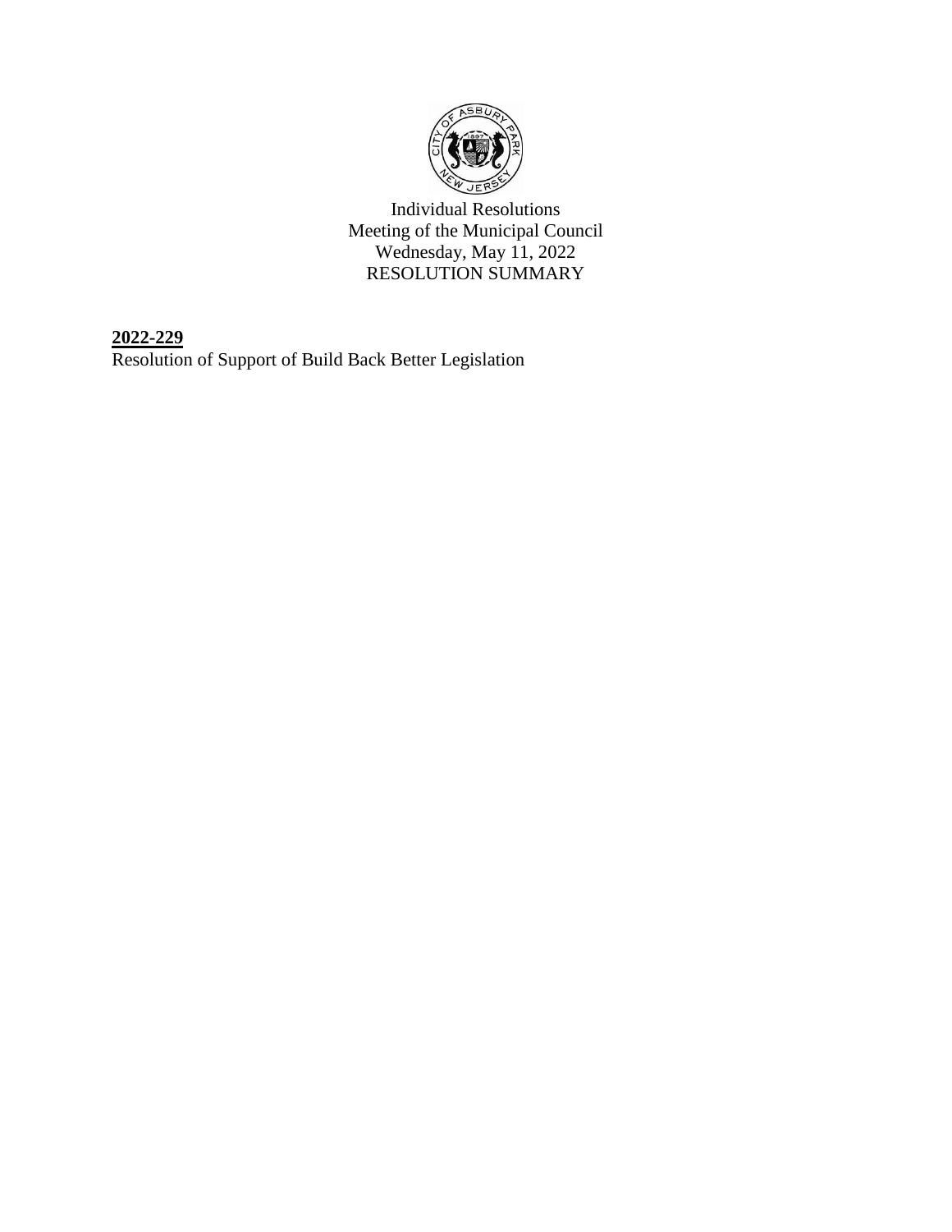Individual Resolutions
Meeting of the Municipal Council
Wednesday, May 11, 2022
RESOLUTION SUMMARY

**2022-229**
Resolution of Support of Build Back Better Legislation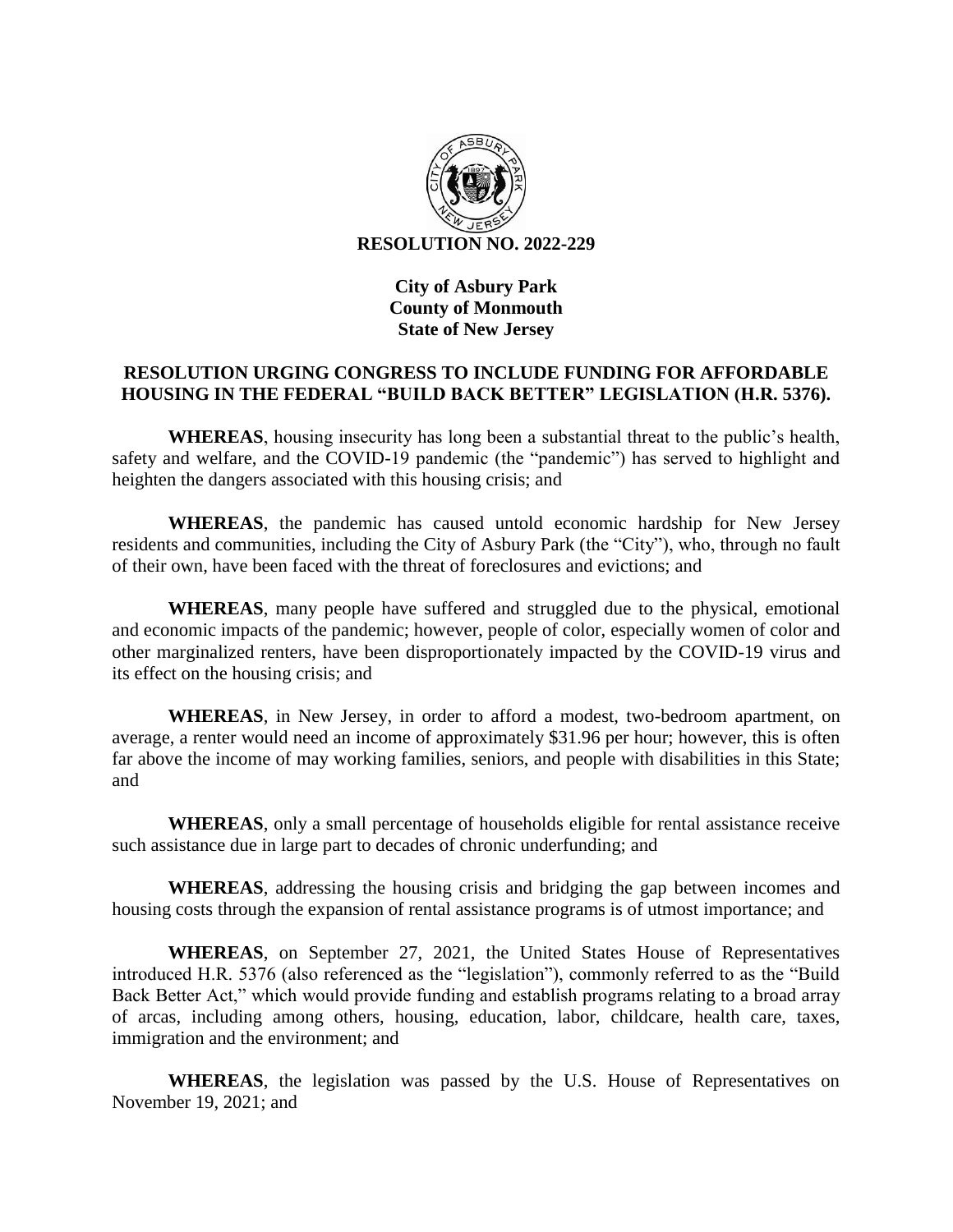**RESOLUTION NO. 2022-229**

**City of Asbury Park**
**County of Monmouth**
**State of New Jersey**

**RESOLUTION URGING CONGRESS TO INCLUDE FUNDING FOR AFFORDABLE HOUSING IN THE FEDERAL "BUILD BACK BETTER" LEGISLATION (H.R. 5376).**

**WHEREAS**, housing insecurity has long been a substantial threat to the public's health, safety and welfare, and the COVID-19 pandemic (the "pandemic") has served to highlight and heighten the dangers associated with this housing crisis; and

**WHEREAS**, the pandemic has caused untold economic hardship for New Jersey residents and communities, including the City of Asbury Park (the "City"), who, through no fault of their own, have been faced with the threat of foreclosures and evictions; and

**WHEREAS**, many people have suffered and struggled due to the physical, emotional and economic impacts of the pandemic; however, people of color, especially women of color and other marginalized renters, have been disproportionately impacted by the COVID-19 virus and its effect on the housing crisis; and

**WHEREAS**, in New Jersey, in order to afford a modest, two-bedroom apartment, on average, a renter would need an income of approximately $31.96 per hour; however, this is often far above the income of may working families, seniors, and people with disabilities in this State; and

**WHEREAS**, only a small percentage of households eligible for rental assistance receive such assistance due in large part to decades of chronic underfunding; and

**WHEREAS**, addressing the housing crisis and bridging the gap between incomes and housing costs through the expansion of rental assistance programs is of utmost importance; and

**WHEREAS**, on September 27, 2021, the United States House of Representatives introduced H.R. 5376 (also referenced as the "legislation"), commonly referred to as the "Build Back Better Act," which would provide funding and establish programs relating to a broad array of arcas, including among others, housing, education, labor, childcare, health care, taxes, immigration and the environment; and

**WHEREAS**, the legislation was passed by the U.S. House of Representatives on November 19, 2021; and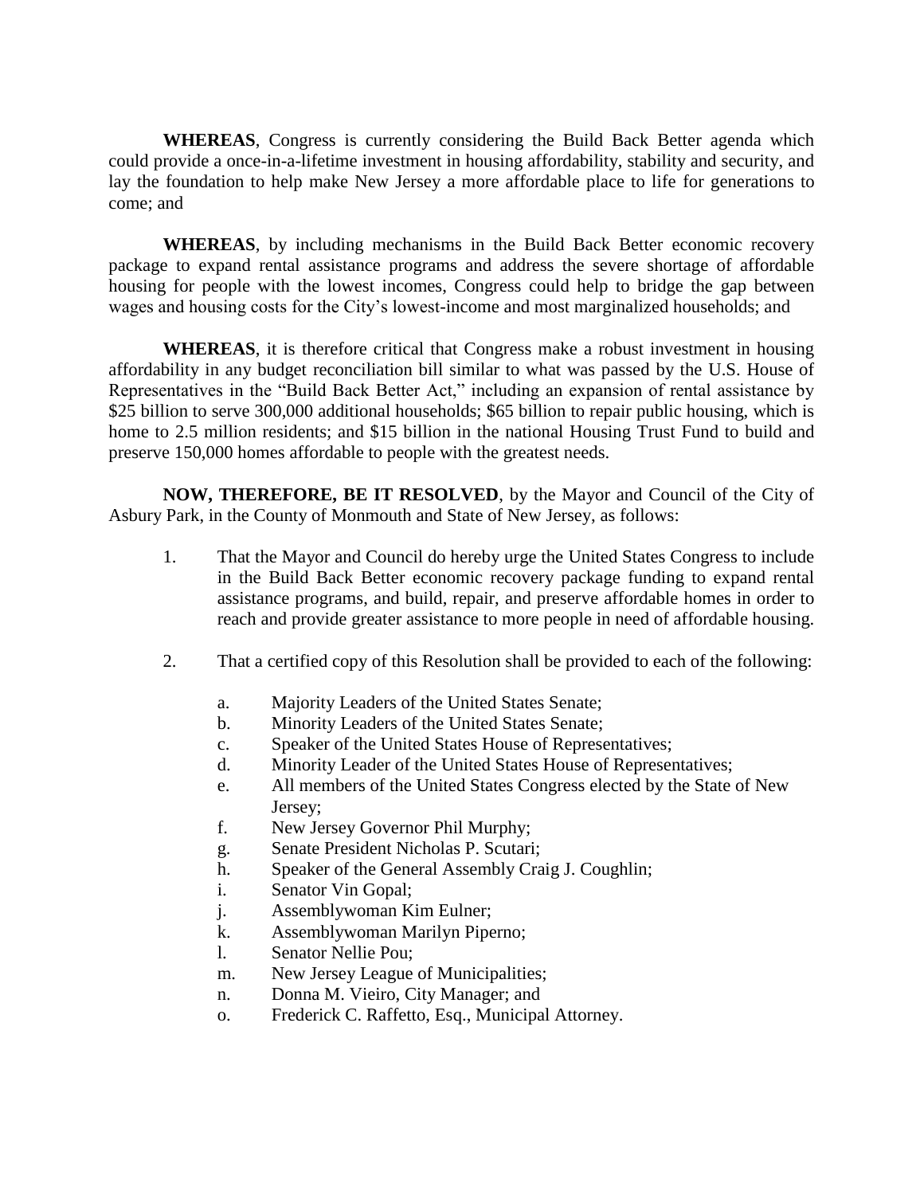**WHEREAS**, Congress is currently considering the Build Back Better agenda which could provide a once-in-a-lifetime investment in housing affordability, stability and security, and lay the foundation to help make New Jersey a more affordable place to life for generations to come; and

**WHEREAS**, by including mechanisms in the Build Back Better economic recovery package to expand rental assistance programs and address the severe shortage of affordable housing for people with the lowest incomes, Congress could help to bridge the gap between wages and housing costs for the City's lowest-income and most marginalized households; and

**WHEREAS**, it is therefore critical that Congress make a robust investment in housing affordability in any budget reconciliation bill similar to what was passed by the U.S. House of Representatives in the "Build Back Better Act," including an expansion of rental assistance by $25 billion to serve 300,000 additional households; $65 billion to repair public housing, which is home to 2.5 million residents; and $15 billion in the national Housing Trust Fund to build and preserve 150,000 homes affordable to people with the greatest needs.

**NOW, THEREFORE, BE IT RESOLVED**, by the Mayor and Council of the City of Asbury Park, in the County of Monmouth and State of New Jersey, as follows:

1. That the Mayor and Council do hereby urge the United States Congress to include in the Build Back Better economic recovery package funding to expand rental assistance programs, and build, repair, and preserve affordable homes in order to reach and provide greater assistance to more people in need of affordable housing.

2. That a certified copy of this Resolution shall be provided to each of the following:

   a. Majority Leaders of the United States Senate;
   b. Minority Leaders of the United States Senate;
   c. Speaker of the United States House of Representatives;
   d. Minority Leader of the United States House of Representatives;
   e. All members of the United States Congress elected by the State of New Jersey;
   f. New Jersey Governor Phil Murphy;
   g. Senate President Nicholas P. Scutari;
   h. Speaker of the General Assembly Craig J. Coughlin;
   i. Senator Vin Gopal;
   j. Assemblywoman Kim Eulner;
   k. Assemblywoman Marilyn Piperno;
   l. Senator Nellie Pou;
   m. New Jersey League of Municipalities;
   n. Donna M. Vieiro, City Manager; and
   o. Frederick C. Raffetto, Esq., Municipal Attorney.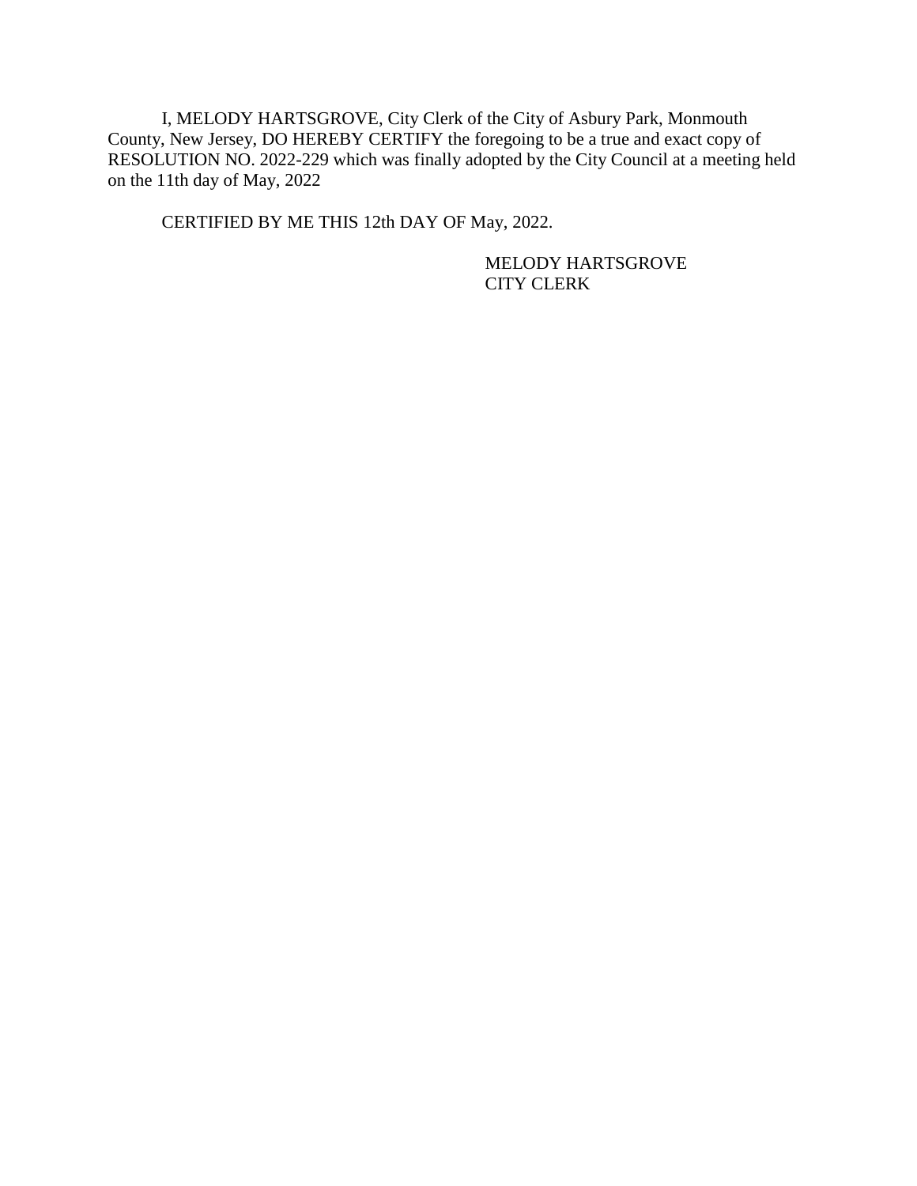I, MELODY HARTSGROVE, City Clerk of the City of Asbury Park, Monmouth County, New Jersey, DO HEREBY CERTIFY the foregoing to be a true and exact copy of RESOLUTION NO. 2022-229 which was finally adopted by the City Council at a meeting held on the 11th day of May, 2022

CERTIFIED BY ME THIS 12th DAY OF May, 2022.

MELODY HARTSGROVE
CITY CLERK